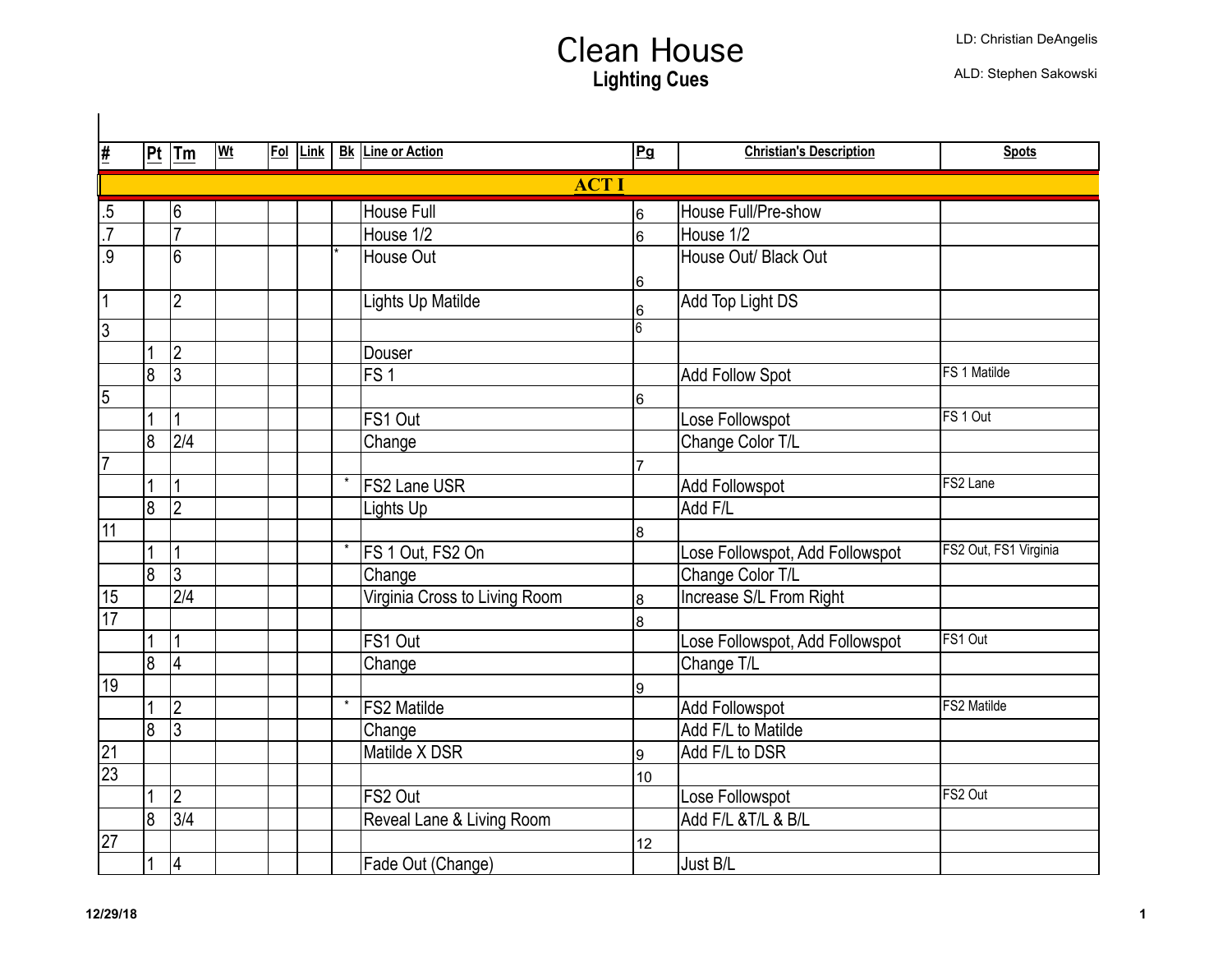# Clean House

## Lighting Cues

LD: Christian DeAngelis

ALD: Stephen Sakowski

| # | Pt | Tm | Wt | Fol | Link | Bk | Line or Action | Pg | Christian's Description | Spots |
|---|---|---|---|---|---|---|---|---|---|---|
| **ACT I** | | | | | | | | | | |
| .5 | | 6 | | | | | House Full | 6 | House Full/Pre-show | |
| .7 | | 7 | | | | | House 1/2 | 6 | House 1/2 | |
| .9 | | 6 | | | | * | House Out | 6 | House Out/ Black Out | |
| 1 | | 2 | | | | | Lights Up Matilde | 6 | Add Top Light DS | |
| 3 | | | | | | | | 6 | | |
| | 1 | 2 | | | | | Douser | | | |
| | 8 | 3 | | | | | FS 1 | | Add Follow Spot | FS 1 Matilde |
| 5 | | | | | | | | 6 | | |
| | 1 | 1 | | | | | FS1 Out | | Lose Followspot | FS 1 Out |
| | 8 | 2/4 | | | | | Change | | Change Color T/L | |
| 7 | | | | | | | | 7 | | |
| | 1 | 1 | | | | * | FS2 Lane USR | | Add Followspot | FS2 Lane |
| | 8 | 2 | | | | | Lights Up | | Add F/L | |
| 11 | | | | | | | | 8 | | |
| | 1 | 1 | | | | * | FS 1 Out, FS2 On | | Lose Followspot, Add Followspot | FS2 Out, FS1 Virginia |
| | 8 | 3 | | | | | Change | | Change Color T/L | |
| 15 | | 2/4 | | | | | Virginia Cross to Living Room | 8 | Increase S/L From Right | |
| 17 | | | | | | | | 8 | | |
| | 1 | 1 | | | | | FS1 Out | | Lose Followspot, Add Followspot | FS1 Out |
| | 8 | 4 | | | | | Change | | Change T/L | |
| 19 | | | | | | | | 9 | | |
| | 1 | 2 | | | | * | FS2 Matilde | | Add Followspot | FS2 Matilde |
| | 8 | 3 | | | | | Change | | Add F/L to Matilde | |
| 21 | | | | | | | Matilde X DSR | 9 | Add F/L to DSR | |
| 23 | | | | | | | | 10 | | |
| | 1 | 2 | | | | | FS2 Out | | Lose Followspot | FS2 Out |
| | 8 | 3/4 | | | | | Reveal Lane & Living Room | | Add F/L &T/L & B/L | |
| 27 | | | | | | | | 12 | | |
| | 1 | 4 | | | | | Fade Out (Change) | | Just B/L | |

12/29/18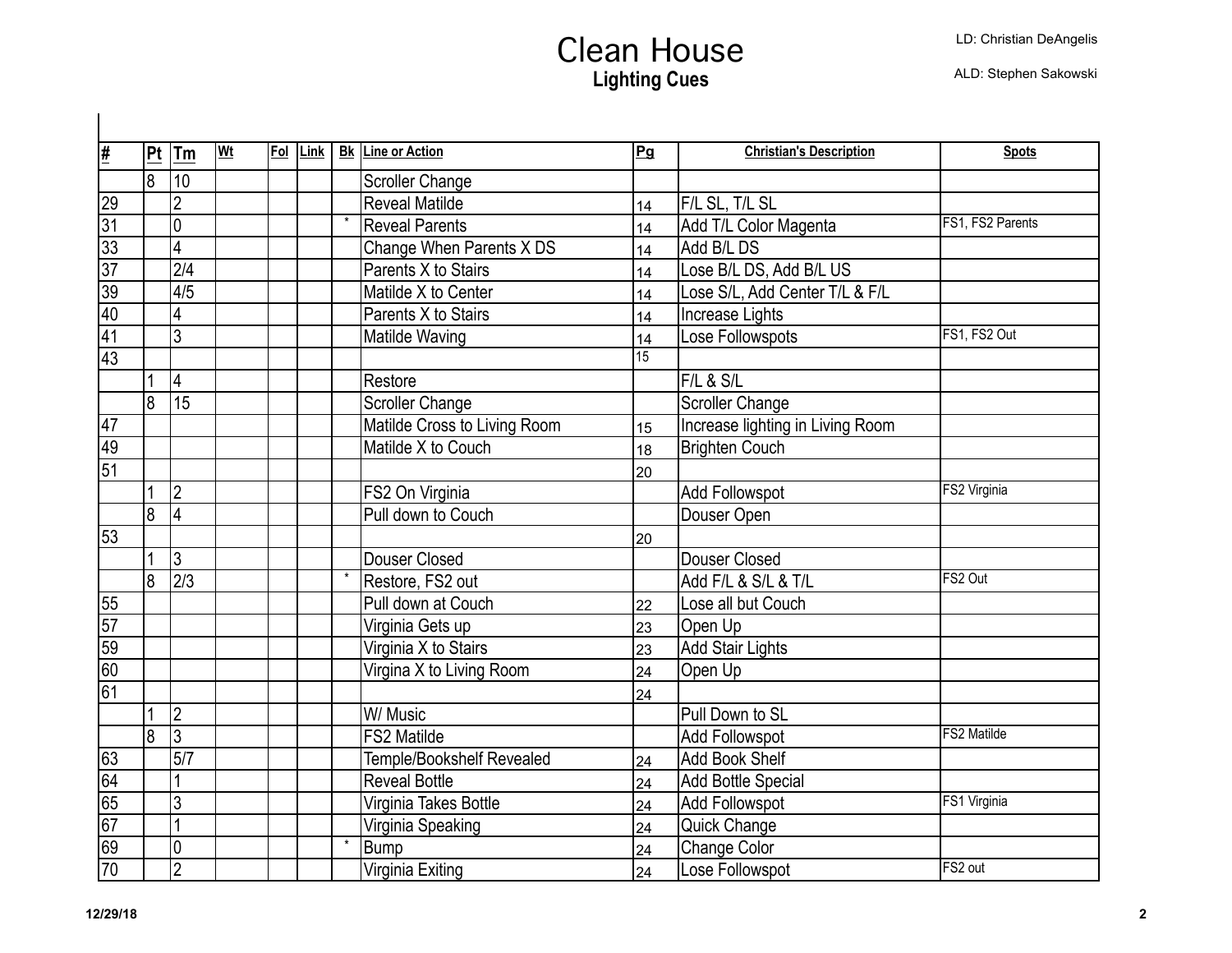# Clean House

## Lighting Cues

LD: Christian DeAngelis

ALD: Stephen Sakowski

| # | Pt | Tm | Wt | Fol | Link | Bk | Line or Action | Pg | Christian's Description | Spots |
|---|---|---|---|---|---|---|---|---|---|---|
| | 8 | 10 | | | | | Scroller Change | | | |
| 29 | | 2 | | | | | Reveal Matilde | 14 | F/L SL, T/L SL | |
| 31 | | 0 | | | | * | Reveal Parents | 14 | Add T/L Color Magenta | FS1, FS2 Parents |
| 33 | | 4 | | | | | Change When Parents X DS | 14 | Add B/L DS | |
| 37 | | 2/4 | | | | | Parents X to Stairs | 14 | Lose B/L DS, Add B/L US | |
| 39 | | 4/5 | | | | | Matilde X to Center | 14 | Lose S/L, Add Center T/L & F/L | |
| 40 | | 4 | | | | | Parents X to Stairs | 14 | Increase Lights | |
| 41 | | 3 | | | | | Matilde Waving | 14 | Lose Followspots | FS1, FS2 Out |
| 43 | | | | | | | | 15 | | |
| | 1 | 4 | | | | | Restore | | F/L & S/L | |
| | 8 | 15 | | | | | Scroller Change | | Scroller Change | |
| 47 | | | | | | | Matilde Cross to Living Room | 15 | Increase lighting in Living Room | |
| 49 | | | | | | | Matilde X to Couch | 18 | Brighten Couch | |
| 51 | | | | | | | | 20 | | |
| | 1 | 2 | | | | | FS2 On Virginia | | Add Followspot | FS2 Virginia |
| | 8 | 4 | | | | | Pull down to Couch | | Douser Open | |
| 53 | | | | | | | | 20 | | |
| | 1 | 3 | | | | | Douser Closed | | Douser Closed | |
| | 8 | 2/3 | | | | * | Restore, FS2 out | | Add F/L & S/L & T/L | FS2 Out |
| 55 | | | | | | | Pull down at Couch | 22 | Lose all but Couch | |
| 57 | | | | | | | Virginia Gets up | 23 | Open Up | |
| 59 | | | | | | | Virginia X to Stairs | 23 | Add Stair Lights | |
| 60 | | | | | | | Virgina X to Living Room | 24 | Open Up | |
| 61 | | | | | | | | 24 | | |
| | 1 | 2 | | | | | W/ Music | | Pull Down to SL | |
| | 8 | 3 | | | | | FS2 Matilde | | Add Followspot | FS2 Matilde |
| 63 | | 5/7 | | | | | Temple/Bookshelf Revealed | 24 | Add Book Shelf | |
| 64 | | 1 | | | | | Reveal Bottle | 24 | Add Bottle Special | |
| 65 | | 3 | | | | | Virginia Takes Bottle | 24 | Add Followspot | FS1 Virginia |
| 67 | | 1 | | | | | Virginia Speaking | 24 | Quick Change | |
| 69 | | 0 | | | | * | Bump | 24 | Change Color | |
| 70 | | 2 | | | | | Virginia Exiting | 24 | Lose Followspot | FS2 out |

12/29/18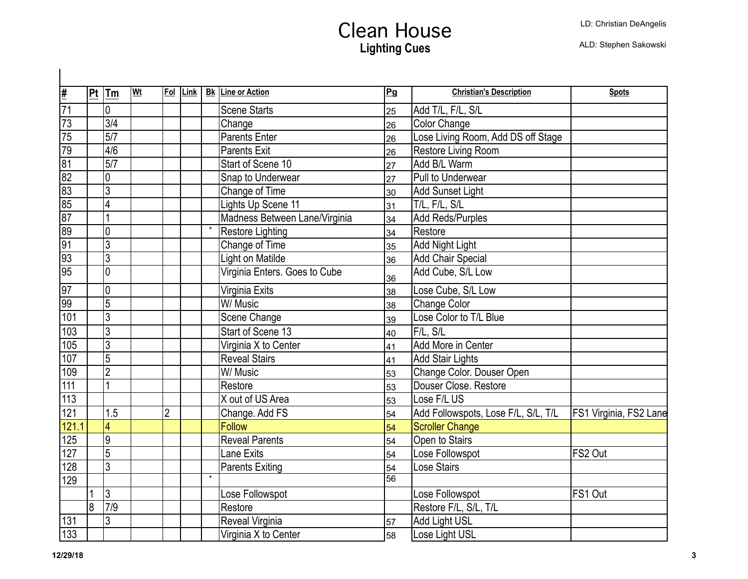# Clean House

## Lighting Cues

LD: Christian DeAngelis

ALD: Stephen Sakowski

| # | Pt | Tm | Wt | Fol | Link | Bk | Line or Action | Pg | Christian's Description | Spots |
|---|---|---|---|---|---|---|---|---|---|---|
| 71 | | 0 | | | | | Scene Starts | 25 | Add T/L, F/L, S/L | |
| 73 | | 3/4 | | | | | Change | 26 | Color Change | |
| 75 | | 5/7 | | | | | Parents Enter | 26 | Lose Living Room, Add DS off Stage | |
| 79 | | 4/6 | | | | | Parents Exit | 26 | Restore Living Room | |
| 81 | | 5/7 | | | | | Start of Scene 10 | 27 | Add B/L Warm | |
| 82 | | 0 | | | | | Snap to Underwear | 27 | Pull to Underwear | |
| 83 | | 3 | | | | | Change of Time | 30 | Add Sunset Light | |
| 85 | | 4 | | | | | Lights Up Scene 11 | 31 | T/L, F/L, S/L | |
| 87 | | 1 | | | | | Madness Between Lane/Virginia | 34 | Add Reds/Purples | |
| 89 | | 0 | | | | * | Restore Lighting | 34 | Restore | |
| 91 | | 3 | | | | | Change of Time | 35 | Add Night Light | |
| 93 | | 3 | | | | | Light on Matilde | 36 | Add Chair Special | |
| 95 | | 0 | | | | | Virginia Enters. Goes to Cube | 36 | Add Cube, S/L Low | |
| 97 | | 0 | | | | | Virginia Exits | 38 | Lose Cube, S/L Low | |
| 99 | | 5 | | | | | W/ Music | 38 | Change Color | |
| 101 | | 3 | | | | | Scene Change | 39 | Lose Color to T/L Blue | |
| 103 | | 3 | | | | | Start of Scene 13 | 40 | F/L, S/L | |
| 105 | | 3 | | | | | Virginia X to Center | 41 | Add More in Center | |
| 107 | | 5 | | | | | Reveal Stairs | 41 | Add Stair Lights | |
| 109 | | 2 | | | | | W/ Music | 53 | Change Color. Douser Open | |
| 111 | | 1 | | | | | Restore | 53 | Douser Close. Restore | |
| 113 | | | | | | | X out of US Area | 53 | Lose F/L US | |
| 121 | | 1.5 | | 2 | | | Change. Add FS | 54 | Add Followspots, Lose F/L, S/L, T/L | FS1 Virginia, FS2 Lane |
| 121.1 | | 4 | | | | | Follow | 54 | Scroller Change | |
| 125 | | 9 | | | | | Reveal Parents | 54 | Open to Stairs | |
| 127 | | 5 | | | | | Lane Exits | 54 | Lose Followspot | FS2 Out |
| 128 | | 3 | | | | | Parents Exiting | 54 | Lose Stairs | |
| 129 | | | | | | * | | 56 | | |
| | 1 | 3 | | | | | Lose Followspot | | Lose Followspot | FS1 Out |
| | 8 | 7/9 | | | | | Restore | | Restore F/L, S/L, T/L | |
| 131 | | 3 | | | | | Reveal Virginia | 57 | Add Light USL | |
| 133 | | | | | | | Virginia X to Center | 58 | Lose Light USL | |

12/29/18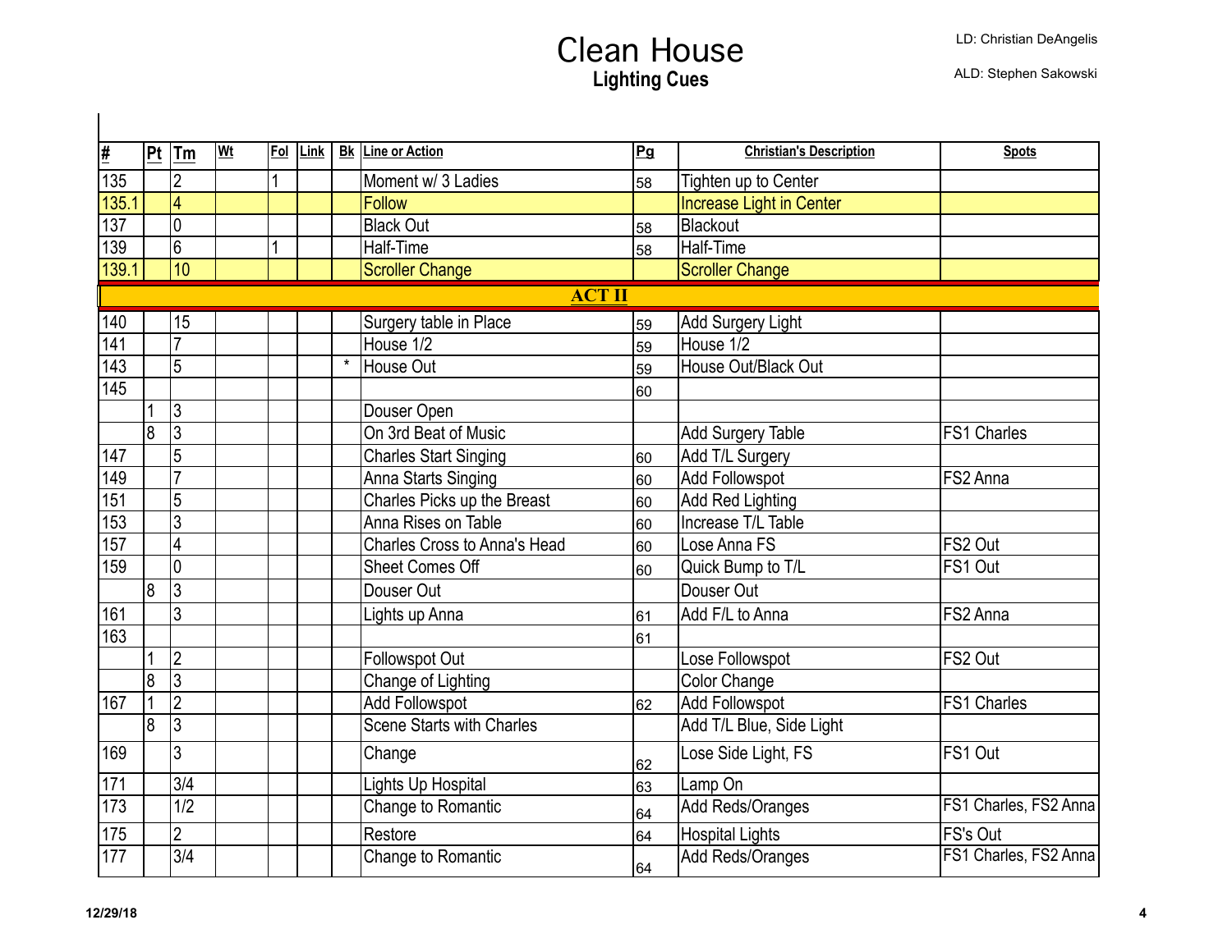# Clean House

## Lighting Cues

LD: Christian DeAngelis

ALD: Stephen Sakowski

| # | Pt | Tm | Wt | Fol | Link | Bk | Line or Action | Pg | Christian's Description | Spots |
|---|---|---|---|---|---|---|---|---|---|---|
| 135 | | 2 | | 1 | | | Moment w/ 3 Ladies | 58 | Tighten up to Center | |
| 135.1 | | 4 | | | | | Follow | | Increase Light in Center | |
| 137 | | 0 | | | | | Black Out | 58 | Blackout | |
| 139 | | 6 | | 1 | | | Half-Time | 58 | Half-Time | |
| 139.1 | | 10 | | | | | Scroller Change | | Scroller Change | |
| | | | | | | | **ACT II** | | | |
| 140 | | 15 | | | | | Surgery table in Place | 59 | Add Surgery Light | |
| 141 | | 7 | | | | | House 1/2 | 59 | House 1/2 | |
| 143 | | 5 | | | | * | House Out | 59 | House Out/Black Out | |
| 145 | | | | | | | | 60 | | |
| | 1 | 3 | | | | | Douser Open | | | |
| | 8 | 3 | | | | | On 3rd Beat of Music | | Add Surgery Table | FS1 Charles |
| 147 | | 5 | | | | | Charles Start Singing | 60 | Add T/L Surgery | |
| 149 | | 7 | | | | | Anna Starts Singing | 60 | Add Followspot | FS2 Anna |
| 151 | | 5 | | | | | Charles Picks up the Breast | 60 | Add Red Lighting | |
| 153 | | 3 | | | | | Anna Rises on Table | 60 | Increase T/L Table | |
| 157 | | 4 | | | | | Charles Cross to Anna's Head | 60 | Lose Anna FS | FS2 Out |
| 159 | | 0 | | | | | Sheet Comes Off | 60 | Quick Bump to T/L | FS1 Out |
| | 8 | 3 | | | | | Douser Out | | Douser Out | |
| 161 | | 3 | | | | | Lights up Anna | 61 | Add F/L to Anna | FS2 Anna |
| 163 | | | | | | | | 61 | | |
| | 1 | 2 | | | | | Followspot Out | | Lose Followspot | FS2 Out |
| | 8 | 3 | | | | | Change of Lighting | | Color Change | |
| 167 | 1 | 2 | | | | | Add Followspot | 62 | Add Followspot | FS1 Charles |
| | 8 | 3 | | | | | Scene Starts with Charles | | Add T/L Blue, Side Light | |
| 169 | | 3 | | | | | Change | 62 | Lose Side Light, FS | FS1 Out |
| 171 | | 3/4 | | | | | Lights Up Hospital | 63 | Lamp On | |
| 173 | | 1/2 | | | | | Change to Romantic | 64 | Add Reds/Oranges | FS1 Charles, FS2 Anna |
| 175 | | 2 | | | | | Restore | 64 | Hospital Lights | FS's Out |
| 177 | | 3/4 | | | | | Change to Romantic | 64 | Add Reds/Oranges | FS1 Charles, FS2 Anna |

12/29/18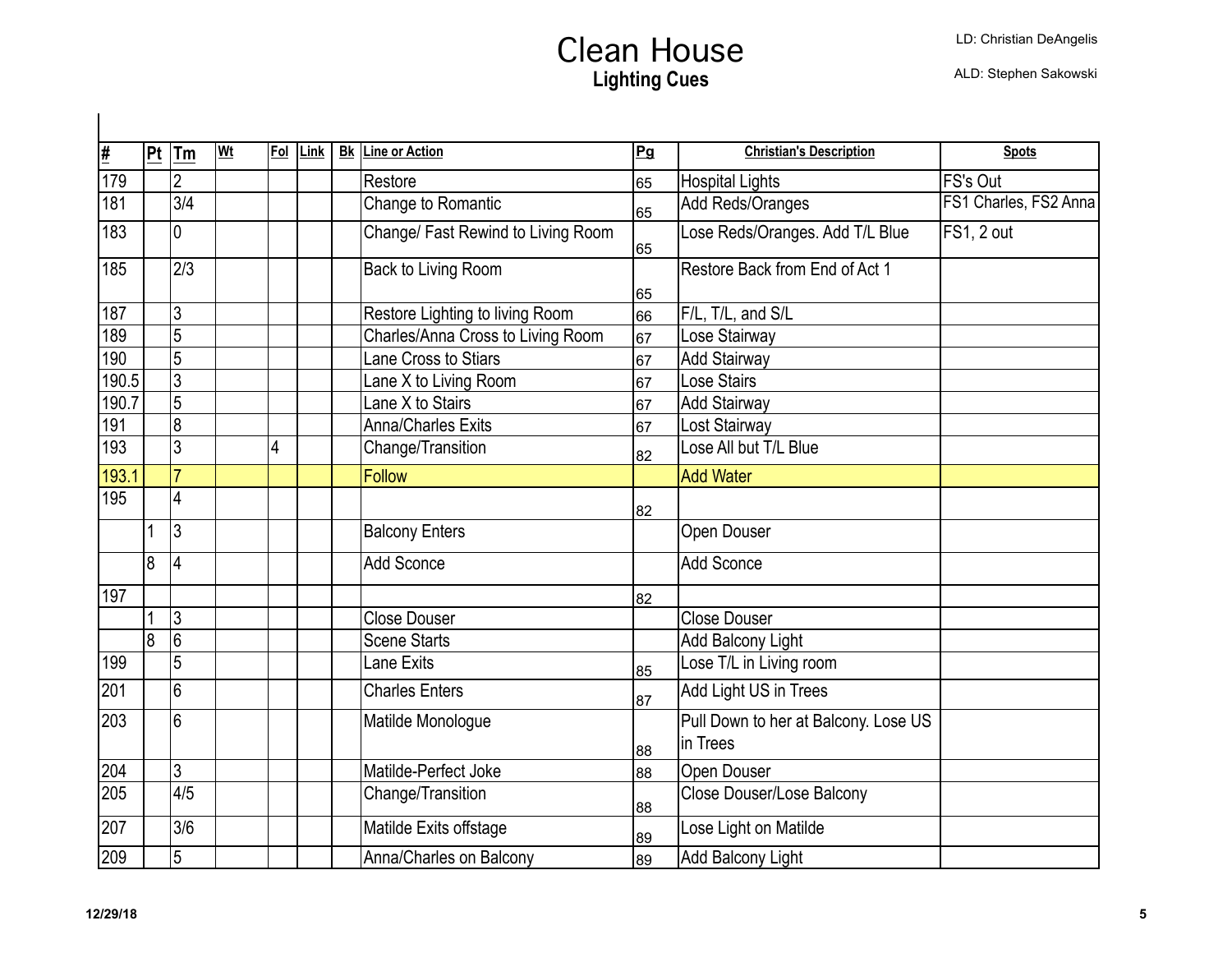# Clean House

## Lighting Cues

LD: Christian DeAngelis

ALD: Stephen Sakowski

| # | Pt | Tm | Wt | Fol | Link | Bk | Line or Action | Pg | Christian's Description | Spots |
|---|---|---|---|---|---|---|---|---|---|---|
| 179 | | 2 | | | | | Restore | 65 | Hospital Lights | FS's Out |
| 181 | | 3/4 | | | | | Change to Romantic | 65 | Add Reds/Oranges | FS1 Charles, FS2 Anna |
| 183 | | 0 | | | | | Change/ Fast Rewind to Living Room | 65 | Lose Reds/Oranges. Add T/L Blue | FS1, 2 out |
| 185 | | 2/3 | | | | | Back to Living Room | 65 | Restore Back from End of Act 1 | |
| 187 | | 3 | | | | | Restore Lighting to living Room | 66 | F/L, T/L, and S/L | |
| 189 | | 5 | | | | | Charles/Anna Cross to Living Room | 67 | Lose Stairway | |
| 190 | | 5 | | | | | Lane Cross to Stiars | 67 | Add Stairway | |
| 190.5 | | 3 | | | | | Lane X to Living Room | 67 | Lose Stairs | |
| 190.7 | | 5 | | | | | Lane X to Stairs | 67 | Add Stairway | |
| 191 | | 8 | | | | | Anna/Charles Exits | 67 | Lost Stairway | |
| 193 | | 3 | | 4 | | | Change/Transition | 82 | Lose All but T/L Blue | |
| 193.1 | | 7 | | | | | Follow | | Add Water | |
| 195 | | 4 | | | | | | 82 | | |
| | 1 | 3 | | | | | Balcony Enters | | Open Douser | |
| | 8 | 4 | | | | | Add Sconce | | Add Sconce | |
| 197 | | | | | | | | 82 | | |
| | 1 | 3 | | | | | Close Douser | | Close Douser | |
| | 8 | 6 | | | | | Scene Starts | | Add Balcony Light | |
| 199 | | 5 | | | | | Lane Exits | 85 | Lose T/L in Living room | |
| 201 | | 6 | | | | | Charles Enters | 87 | Add Light US in Trees | |
| 203 | | 6 | | | | | Matilde Monologue | 88 | Pull Down to her at Balcony. Lose US in Trees | |
| 204 | | 3 | | | | | Matilde-Perfect Joke | 88 | Open Douser | |
| 205 | | 4/5 | | | | | Change/Transition | 88 | Close Douser/Lose Balcony | |
| 207 | | 3/6 | | | | | Matilde Exits offstage | 89 | Lose Light on Matilde | |
| 209 | | 5 | | | | | Anna/Charles on Balcony | 89 | Add Balcony Light | |

12/29/18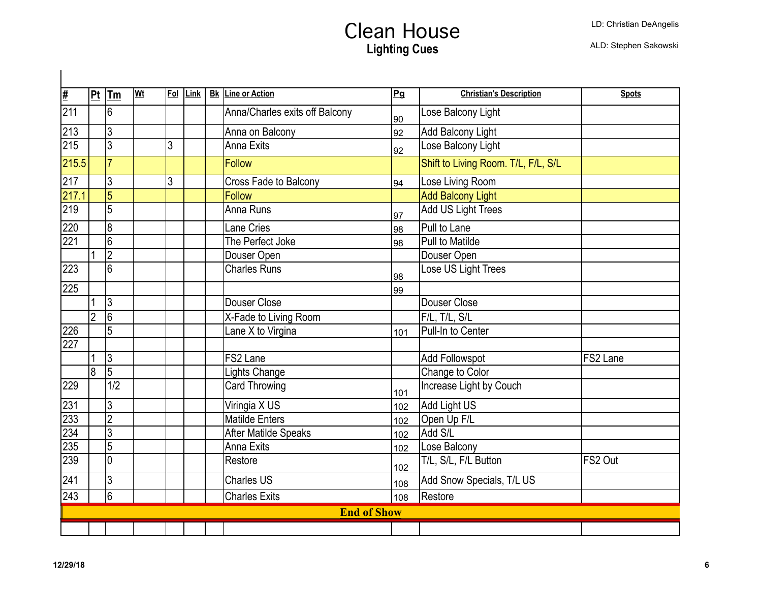# Clean House

## Lighting Cues

LD: Christian DeAngelis

ALD: Stephen Sakowski

| # | Pt | Tm | Wt | Fol | Link | Bk | Line or Action | Pg | Christian's Description | Spots |
|---|---|---|---|---|---|---|---|---|---|---|
| 211 | | 6 | | | | | Anna/Charles exits off Balcony | 90 | Lose Balcony Light | |
| 213 | | 3 | | | | | Anna on Balcony | 92 | Add Balcony Light | |
| 215 | | 3 | | 3 | | | Anna Exits | 92 | Lose Balcony Light | |
| 215.5 | | 7 | | | | | Follow | | Shift to Living Room. T/L, F/L, S/L | |
| 217 | | 3 | | 3 | | | Cross Fade to Balcony | 94 | Lose Living Room | |
| 217.1 | | 5 | | | | | Follow | | Add Balcony Light | |
| 219 | | 5 | | | | | Anna Runs | 97 | Add US Light Trees | |
| 220 | | 8 | | | | | Lane Cries | 98 | Pull to Lane | |
| 221 | | 6 | | | | | The Perfect Joke | 98 | Pull to Matilde | |
| | 1 | 2 | | | | | Douser Open | | Douser Open | |
| 223 | | 6 | | | | | Charles Runs | 98 | Lose US Light Trees | |
| 225 | | | | | | | | 99 | | |
| | 1 | 3 | | | | | Douser Close | | Douser Close | |
| | 2 | 6 | | | | | X-Fade to Living Room | | F/L, T/L, S/L | |
| 226 | | 5 | | | | | Lane X to Virgina | 101 | Pull-In to Center | |
| 227 | | | | | | | | | | |
| | 1 | 3 | | | | | FS2 Lane | | Add Followspot | FS2 Lane |
| | 8 | 5 | | | | | Lights Change | | Change to Color | |
| 229 | | 1/2 | | | | | Card Throwing | 101 | Increase Light by Couch | |
| 231 | | 3 | | | | | Viringia X US | 102 | Add Light US | |
| 233 | | 2 | | | | | Matilde Enters | 102 | Open Up F/L | |
| 234 | | 3 | | | | | After Matilde Speaks | 102 | Add S/L | |
| 235 | | 5 | | | | | Anna Exits | 102 | Lose Balcony | |
| 239 | | 0 | | | | | Restore | 102 | T/L, S/L, F/L Button | FS2 Out |
| 241 | | 3 | | | | | Charles US | 108 | Add Snow Specials, T/L US | |
| 243 | | 6 | | | | | Charles Exits | 108 | Restore | |
| | | | | | | | **End of Show** | | | |

12/29/18